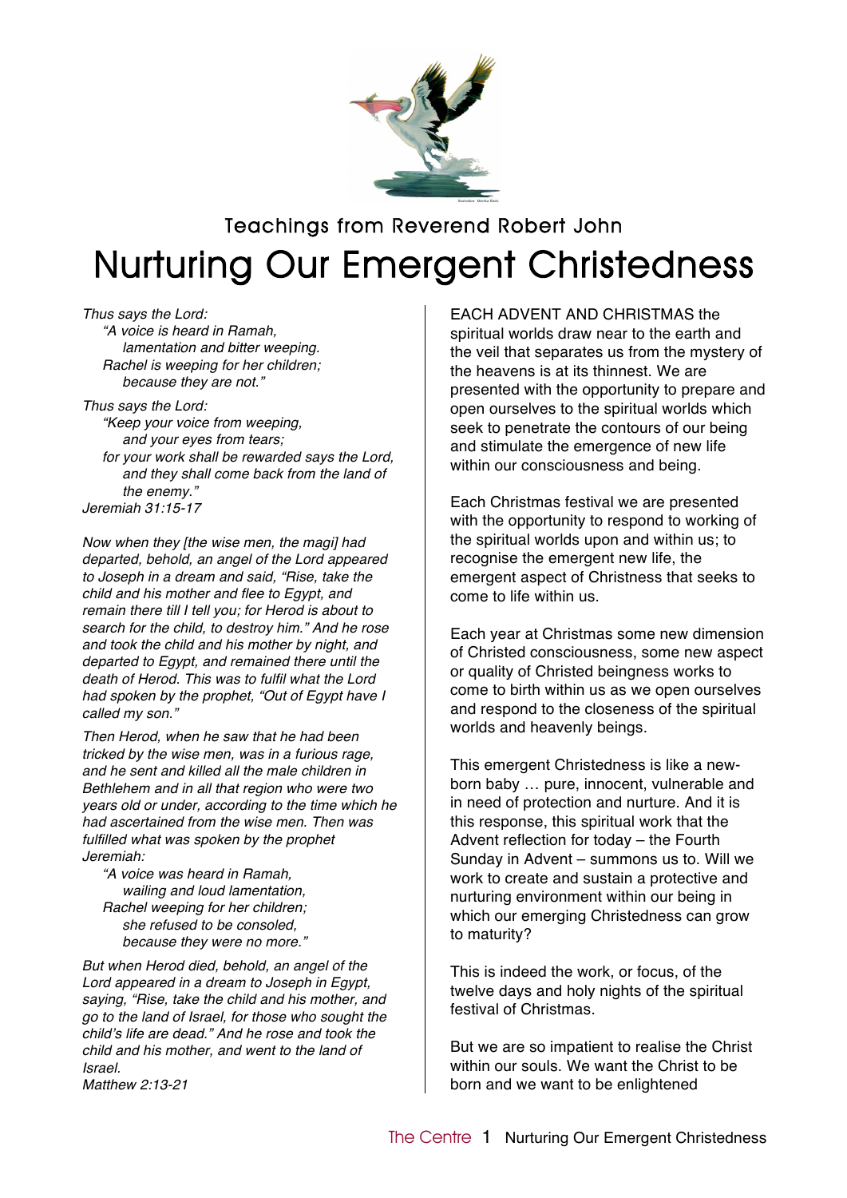Teachings from Reverend Robert John

# Nurturing Our Emergent Christedness

*Thus says the Lord:*
*"A voice is heard in Ramah,*
*lamentation and bitter weeping.*
*Rachel is weeping for her children;*
*because they are not."*

*Thus says the Lord:*
*"Keep your voice from weeping,*
*and your eyes from tears;*
*for your work shall be rewarded says the Lord,*
*and they shall come back from the land of the enemy."*
*Jeremiah 31:15-17*

*Now when they [the wise men, the magi] had departed, behold, an angel of the Lord appeared to Joseph in a dream and said, "Rise, take the child and his mother and flee to Egypt, and remain there till I tell you; for Herod is about to search for the child, to destroy him." And he rose and took the child and his mother by night, and departed to Egypt, and remained there until the death of Herod. This was to fulfil what the Lord had spoken by the prophet, "Out of Egypt have I called my son."*

*Then Herod, when he saw that he had been tricked by the wise men, was in a furious rage, and he sent and killed all the male children in Bethlehem and in all that region who were two years old or under, according to the time which he had ascertained from the wise men. Then was fulfilled what was spoken by the prophet Jeremiah:*

*"A voice was heard in Ramah,*
*wailing and loud lamentation,*
*Rachel weeping for her children;*
*she refused to be consoled,*
*because they were no more."*

*But when Herod died, behold, an angel of the Lord appeared in a dream to Joseph in Egypt, saying, "Rise, take the child and his mother, and go to the land of Israel, for those who sought the child's life are dead." And he rose and took the child and his mother, and went to the land of Israel.*
*Matthew 2:13-21*

EACH ADVENT AND CHRISTMAS the spiritual worlds draw near to the earth and the veil that separates us from the mystery of the heavens is at its thinnest. We are presented with the opportunity to prepare and open ourselves to the spiritual worlds which seek to penetrate the contours of our being and stimulate the emergence of new life within our consciousness and being.

Each Christmas festival we are presented with the opportunity to respond to working of the spiritual worlds upon and within us; to recognise the emergent new life, the emergent aspect of Christness that seeks to come to life within us.

Each year at Christmas some new dimension of Christed consciousness, some new aspect or quality of Christed beingness works to come to birth within us as we open ourselves and respond to the closeness of the spiritual worlds and heavenly beings.

This emergent Christedness is like a new-born baby … pure, innocent, vulnerable and in need of protection and nurture. And it is this response, this spiritual work that the Advent reflection for today – the Fourth Sunday in Advent – summons us to. Will we work to create and sustain a protective and nurturing environment within our being in which our emerging Christedness can grow to maturity?

This is indeed the work, or focus, of the twelve days and holy nights of the spiritual festival of Christmas.

But we are so impatient to realise the Christ within our souls. We want the Christ to be born and we want to be enlightened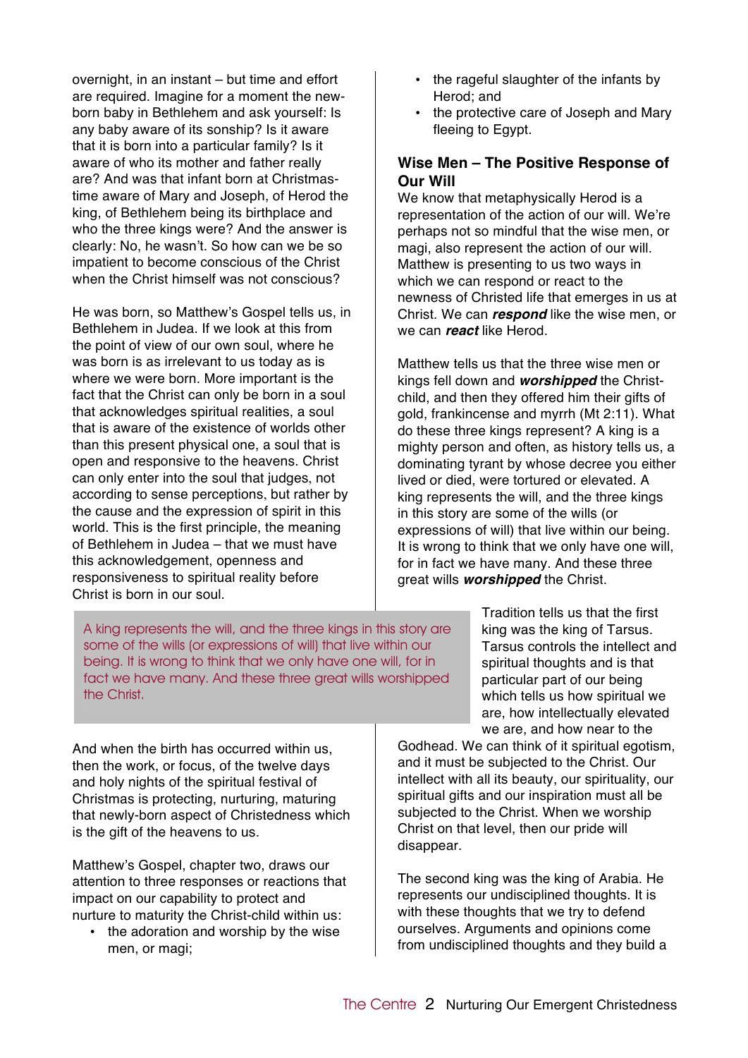overnight, in an instant – but time and effort are required. Imagine for a moment the new-born baby in Bethlehem and ask yourself: Is any baby aware of its sonship? Is it aware that it is born into a particular family? Is it aware of who its mother and father really are? And was that infant born at Christmas-time aware of Mary and Joseph, of Herod the king, of Bethlehem being its birthplace and who the three kings were? And the answer is clearly: No, he wasn't. So how can we be so impatient to become conscious of the Christ when the Christ himself was not conscious?

He was born, so Matthew's Gospel tells us, in Bethlehem in Judea. If we look at this from the point of view of our own soul, where he was born is as irrelevant to us today as is where we were born. More important is the fact that the Christ can only be born in a soul that acknowledges spiritual realities, a soul that is aware of the existence of worlds other than this present physical one, a soul that is open and responsive to the heavens. Christ can only enter into the soul that judges, not according to sense perceptions, but rather by the cause and the expression of spirit in this world. This is the first principle, the meaning of Bethlehem in Judea – that we must have this acknowledgement, openness and responsiveness to spiritual reality before Christ is born in our soul.

And when the birth has occurred within us, then the work, or focus, of the twelve days and holy nights of the spiritual festival of Christmas is protecting, nurturing, maturing that newly-born aspect of Christedness which is the gift of the heavens to us.

Matthew's Gospel, chapter two, draws our attention to three responses or reactions that impact on our capability to protect and nurture to maturity the Christ-child within us:

- the adoration and worship by the wise men, or magi;
- the rageful slaughter of the infants by Herod; and
- the protective care of Joseph and Mary fleeing to Egypt.

## Wise Men – The Positive Response of Our Will

We know that metaphysically Herod is a representation of the action of our will. We're perhaps not so mindful that the wise men, or magi, also represent the action of our will. Matthew is presenting to us two ways in which we can respond or react to the newness of Christed life that emerges in us at Christ. We can ***respond*** like the wise men, or we can ***react*** like Herod.

Matthew tells us that the three wise men or kings fell down and ***worshipped*** the Christ-child, and then they offered him their gifts of gold, frankincense and myrrh (Mt 2:11). What do these three kings represent? A king is a mighty person and often, as history tells us, a dominating tyrant by whose decree you either lived or died, were tortured or elevated. A king represents the will, and the three kings in this story are some of the wills (or expressions of will) that live within our being. It is wrong to think that we only have one will, for in fact we have many. And these three great wills ***worshipped*** the Christ.

> A king represents the will, and the three kings in this story are some of the wills (or expressions of will) that live within our being. It is wrong to think that we only have one will, for in fact we have many. And these three great wills worshipped the Christ.

Tradition tells us that the first king was the king of Tarsus. Tarsus controls the intellect and spiritual thoughts and is that particular part of our being which tells us how spiritual we are, how intellectually elevated we are, and how near to the Godhead. We can think of it spiritual egotism, and it must be subjected to the Christ. Our intellect with all its beauty, our spirituality, our spiritual gifts and our inspiration must all be subjected to the Christ. When we worship Christ on that level, then our pride will disappear.

The second king was the king of Arabia. He represents our undisciplined thoughts. It is with these thoughts that we try to defend ourselves. Arguments and opinions come from undisciplined thoughts and they build a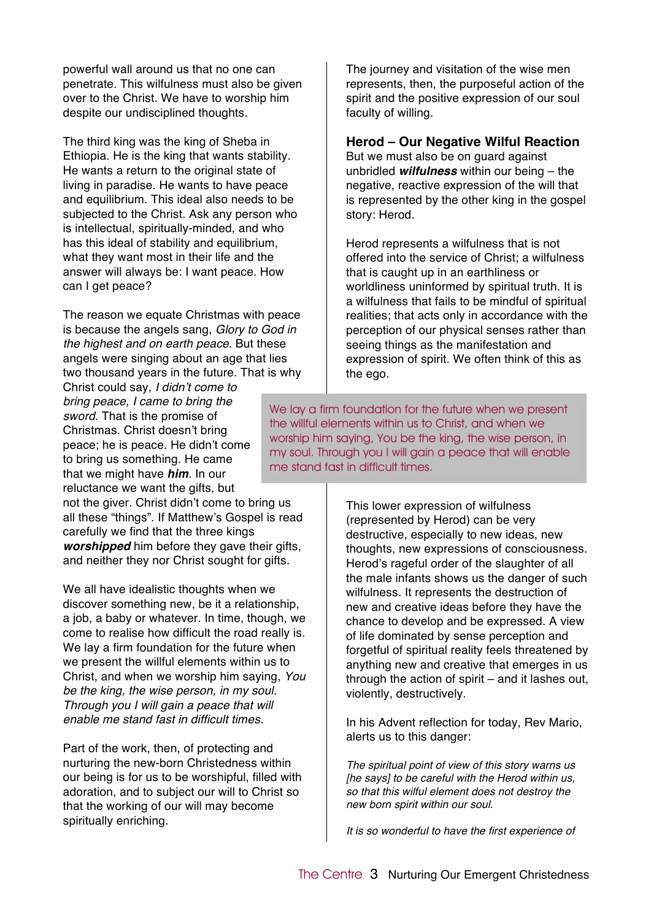powerful wall around us that no one can penetrate. This wilfulness must also be given over to the Christ. We have to worship him despite our undisciplined thoughts.

The third king was the king of Sheba in Ethiopia. He is the king that wants stability. He wants a return to the original state of living in paradise. He wants to have peace and equilibrium. This ideal also needs to be subjected to the Christ. Ask any person who is intellectual, spiritually-minded, and who has this ideal of stability and equilibrium, what they want most in their life and the answer will always be: I want peace. How can I get peace?

The reason we equate Christmas with peace is because the angels sang, *Glory to God in the highest and on earth peace*. But these angels were singing about an age that lies two thousand years in the future. That is why Christ could say, *I didn't come to bring peace, I came to bring the sword*. That is the promise of Christmas. Christ doesn't bring peace; he is peace. He didn't come to bring us something. He came that we might have ***him***. In our reluctance we want the gifts, but not the giver. Christ didn't come to bring us all these "things". If Matthew's Gospel is read carefully we find that the three kings ***worshipped*** him before they gave their gifts, and neither they nor Christ sought for gifts.

We all have idealistic thoughts when we discover something new, be it a relationship, a job, a baby or whatever. In time, though, we come to realise how difficult the road really is. We lay a firm foundation for the future when we present the willful elements within us to Christ, and when we worship him saying, *You be the king, the wise person, in my soul. Through you I will gain a peace that will enable me stand fast in difficult times.*

Part of the work, then, of protecting and nurturing the new-born Christedness within our being is for us to be worshipful, filled with adoration, and to subject our will to Christ so that the working of our will may become spiritually enriching.

The journey and visitation of the wise men represents, then, the purposeful action of the spirit and the positive expression of our soul faculty of willing.

### Herod – Our Negative Wilful Reaction

But we must also be on guard against unbridled ***wilfulness*** within our being – the negative, reactive expression of the will that is represented by the other king in the gospel story: Herod.

Herod represents a wilfulness that is not offered into the service of Christ; a wilfulness that is caught up in an earthliness or worldliness uninformed by spiritual truth. It is a wilfulness that fails to be mindful of spiritual realities; that acts only in accordance with the perception of our physical senses rather than seeing things as the manifestation and expression of spirit. We often think of this as the ego.

> We lay a firm foundation for the future when we present the willful elements within us to Christ, and when we worship him saying, You be the king, the wise person, in my soul. Through you I will gain a peace that will enable me stand fast in difficult times.

This lower expression of wilfulness (represented by Herod) can be very destructive, especially to new ideas, new thoughts, new expressions of consciousness. Herod's rageful order of the slaughter of all the male infants shows us the danger of such wilfulness. It represents the destruction of new and creative ideas before they have the chance to develop and be expressed. A view of life dominated by sense perception and forgetful of spiritual reality feels threatened by anything new and creative that emerges in us through the action of spirit – and it lashes out, violently, destructively.

In his Advent reflection for today, Rev Mario, alerts us to this danger:

*The spiritual point of view of this story warns us [he says] to be careful with the Herod within us, so that this wilful element does not destroy the new born spirit within our soul.*

*It is so wonderful to have the first experience of*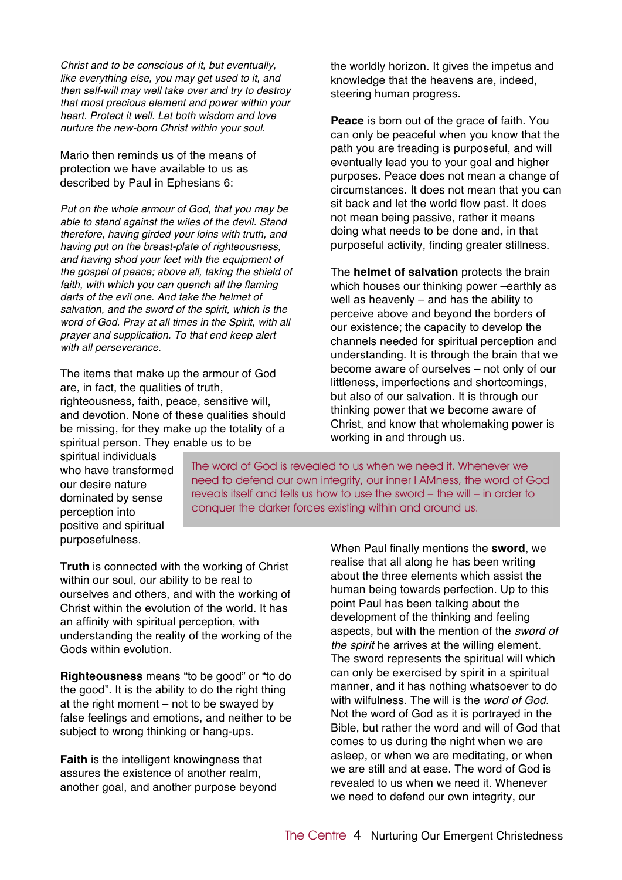*Christ and to be conscious of it, but eventually, like everything else, you may get used to it, and then self-will may well take over and try to destroy that most precious element and power within your heart. Protect it well. Let both wisdom and love nurture the new-born Christ within your soul.*

Mario then reminds us of the means of protection we have available to us as described by Paul in Ephesians 6:

*Put on the whole armour of God, that you may be able to stand against the wiles of the devil. Stand therefore, having girded your loins with truth, and having put on the breast-plate of righteousness, and having shod your feet with the equipment of the gospel of peace; above all, taking the shield of faith, with which you can quench all the flaming darts of the evil one. And take the helmet of salvation, and the sword of the spirit, which is the word of God. Pray at all times in the Spirit, with all prayer and supplication. To that end keep alert with all perseverance.*

The items that make up the armour of God are, in fact, the qualities of truth, righteousness, faith, peace, sensitive will, and devotion. None of these qualities should be missing, for they make up the totality of a spiritual person. They enable us to be spiritual individuals who have transformed our desire nature dominated by sense perception into positive and spiritual purposefulness.

**Truth** is connected with the working of Christ within our soul, our ability to be real to ourselves and others, and with the working of Christ within the evolution of the world. It has an affinity with spiritual perception, with understanding the reality of the working of the Gods within evolution.

**Righteousness** means "to be good" or "to do the good". It is the ability to do the right thing at the right moment – not to be swayed by false feelings and emotions, and neither to be subject to wrong thinking or hang-ups.

**Faith** is the intelligent knowingness that assures the existence of another realm, another goal, and another purpose beyond the worldly horizon. It gives the impetus and knowledge that the heavens are, indeed, steering human progress.

**Peace** is born out of the grace of faith. You can only be peaceful when you know that the path you are treading is purposeful, and will eventually lead you to your goal and higher purposes. Peace does not mean a change of circumstances. It does not mean that you can sit back and let the world flow past. It does not mean being passive, rather it means doing what needs to be done and, in that purposeful activity, finding greater stillness.

The **helmet of salvation** protects the brain which houses our thinking power –earthly as well as heavenly – and has the ability to perceive above and beyond the borders of our existence; the capacity to develop the channels needed for spiritual perception and understanding. It is through the brain that we become aware of ourselves – not only of our littleness, imperfections and shortcomings, but also of our salvation. It is through our thinking power that we become aware of Christ, and know that wholemaking power is working in and through us.

> The word of God is revealed to us when we need it. Whenever we need to defend our own integrity, our inner I AMness, the word of God reveals itself and tells us how to use the sword – the will – in order to conquer the darker forces existing within and around us.

When Paul finally mentions the **sword**, we realise that all along he has been writing about the three elements which assist the human being towards perfection. Up to this point Paul has been talking about the development of the thinking and feeling aspects, but with the mention of the *sword of the spirit* he arrives at the willing element. The sword represents the spiritual will which can only be exercised by spirit in a spiritual manner, and it has nothing whatsoever to do with wilfulness. The will is the *word of God*. Not the word of God as it is portrayed in the Bible, but rather the word and will of God that comes to us during the night when we are asleep, or when we are meditating, or when we are still and at ease. The word of God is revealed to us when we need it. Whenever we need to defend our own integrity, our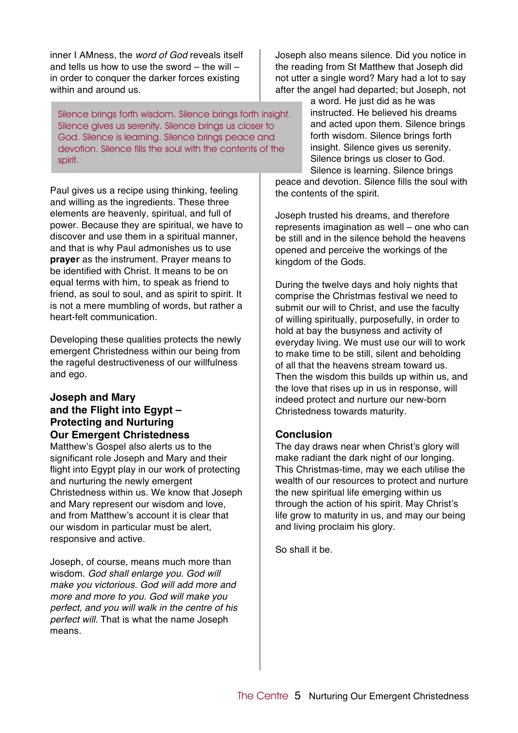inner I AMness, the *word of God* reveals itself and tells us how to use the sword – the will – in order to conquer the darker forces existing within and around us.

> Silence brings forth wisdom. Silence brings forth insight. Silence gives us serenity. Silence brings us closer to God. Silence is learning. Silence brings peace and devotion. Silence fills the soul with the contents of the spirit.

Paul gives us a recipe using thinking, feeling and willing as the ingredients. These three elements are heavenly, spiritual, and full of power. Because they are spiritual, we have to discover and use them in a spiritual manner, and that is why Paul admonishes us to use **prayer** as the instrument. Prayer means to be identified with Christ. It means to be on equal terms with him, to speak as friend to friend, as soul to soul, and as spirit to spirit. It is not a mere mumbling of words, but rather a heart-felt communication.

Developing these qualities protects the newly emergent Christedness within our being from the rageful destructiveness of our willfulness and ego.

### Joseph and Mary and the Flight into Egypt – Protecting and Nurturing Our Emergent Christedness

Matthew's Gospel also alerts us to the significant role Joseph and Mary and their flight into Egypt play in our work of protecting and nurturing the newly emergent Christedness within us. We know that Joseph and Mary represent our wisdom and love, and from Matthew's account it is clear that our wisdom in particular must be alert, responsive and active.

Joseph, of course, means much more than wisdom. *God shall enlarge you. God will make you victorious. God will add more and more and more to you. God will make you perfect, and you will walk in the centre of his perfect will.* That is what the name Joseph means.

Joseph also means silence. Did you notice in the reading from St Matthew that Joseph did not utter a single word? Mary had a lot to say after the angel had departed; but Joseph, not a word. He just did as he was instructed. He believed his dreams and acted upon them. Silence brings forth wisdom. Silence brings forth insight. Silence gives us serenity. Silence brings us closer to God. Silence is learning. Silence brings peace and devotion. Silence fills the soul with the contents of the spirit.

Joseph trusted his dreams, and therefore represents imagination as well – one who can be still and in the silence behold the heavens opened and perceive the workings of the kingdom of the Gods.

During the twelve days and holy nights that comprise the Christmas festival we need to submit our will to Christ, and use the faculty of willing spiritually, purposefully, in order to hold at bay the busyness and activity of everyday living. We must use our will to work to make time to be still, silent and beholding of all that the heavens stream toward us. Then the wisdom this builds up within us, and the love that rises up in us in response, will indeed protect and nurture our new-born Christedness towards maturity.

### Conclusion

The day draws near when Christ's glory will make radiant the dark night of our longing. This Christmas-time, may we each utilise the wealth of our resources to protect and nurture the new spiritual life emerging within us through the action of his spirit. May Christ's life grow to maturity in us, and may our being and living proclaim his glory.

So shall it be.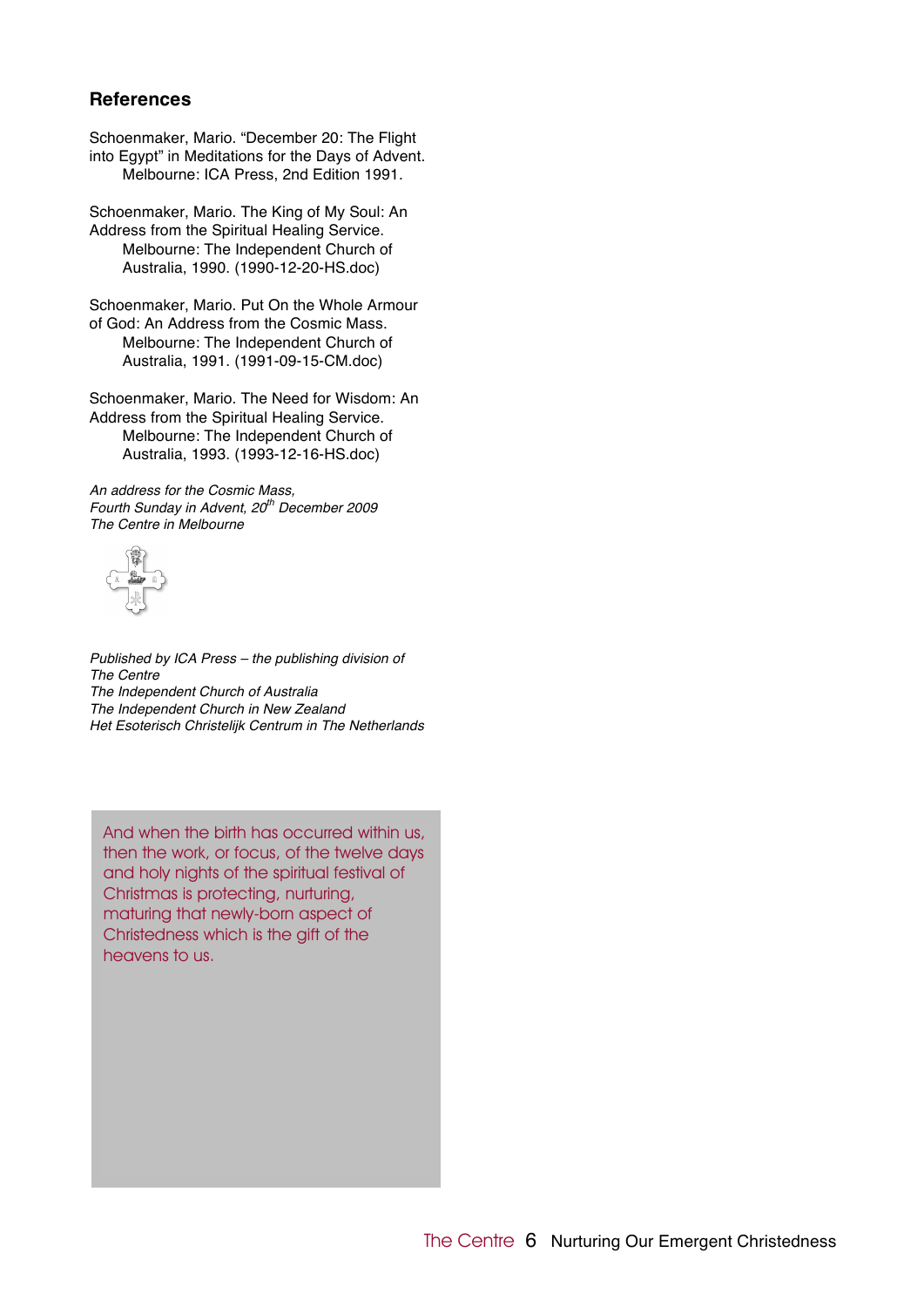## References

Schoenmaker, Mario. "December 20: The Flight into Egypt" in Meditations for the Days of Advent. Melbourne: ICA Press, 2nd Edition 1991.

Schoenmaker, Mario. The King of My Soul: An Address from the Spiritual Healing Service. Melbourne: The Independent Church of Australia, 1990. (1990-12-20-HS.doc)

Schoenmaker, Mario. Put On the Whole Armour of God: An Address from the Cosmic Mass. Melbourne: The Independent Church of Australia, 1991. (1991-09-15-CM.doc)

Schoenmaker, Mario. The Need for Wisdom: An Address from the Spiritual Healing Service. Melbourne: The Independent Church of Australia, 1993. (1993-12-16-HS.doc)

*An address for the Cosmic Mass,*
*Fourth Sunday in Advent, 20th December 2009*
*The Centre in Melbourne*

*Published by ICA Press – the publishing division of*
*The Centre*
*The Independent Church of Australia*
*The Independent Church in New Zealand*
*Het Esoterisch Christelijk Centrum in The Netherlands*

And when the birth has occurred within us, then the work, or focus, of the twelve days and holy nights of the spiritual festival of Christmas is protecting, nurturing, maturing that newly-born aspect of Christedness which is the gift of the heavens to us.